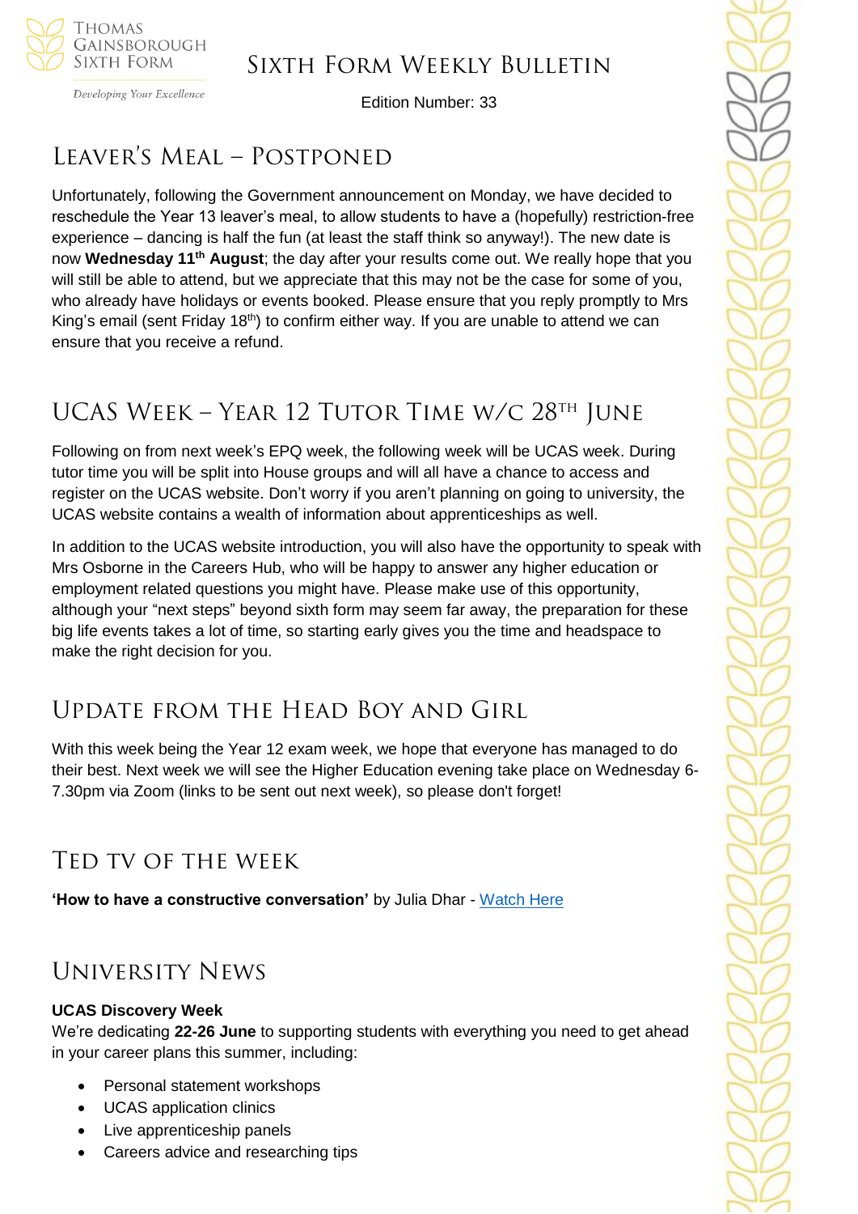# Sixth Form Weekly Bulletin

Edition Number: 33

## Leaver's Meal – Postponed

Unfortunately, following the Government announcement on Monday, we have decided to reschedule the Year 13 leaver's meal, to allow students to have a (hopefully) restriction-free experience – dancing is half the fun (at least the staff think so anyway!). The new date is now **Wednesday 11th August**; the day after your results come out. We really hope that you will still be able to attend, but we appreciate that this may not be the case for some of you, who already have holidays or events booked. Please ensure that you reply promptly to Mrs King's email (sent Friday 18th) to confirm either way. If you are unable to attend we can ensure that you receive a refund.

## UCAS Week – Year 12 Tutor Time w/c 28th June

Following on from next week's EPQ week, the following week will be UCAS week. During tutor time you will be split into House groups and will all have a chance to access and register on the UCAS website. Don't worry if you aren't planning on going to university, the UCAS website contains a wealth of information about apprenticeships as well.

In addition to the UCAS website introduction, you will also have the opportunity to speak with Mrs Osborne in the Careers Hub, who will be happy to answer any higher education or employment related questions you might have. Please make use of this opportunity, although your "next steps" beyond sixth form may seem far away, the preparation for these big life events takes a lot of time, so starting early gives you the time and headspace to make the right decision for you.

## Update from the Head Boy and Girl

With this week being the Year 12 exam week, we hope that everyone has managed to do their best. Next week we will see the Higher Education evening take place on Wednesday 6-7.30pm via Zoom (links to be sent out next week), so please don't forget!

## TED TV of the Week

**'How to have a constructive conversation'** by Julia Dhar - Watch Here

## University News

**UCAS Discovery Week**

We're dedicating **22-26 June** to supporting students with everything you need to get ahead in your career plans this summer, including:

- Personal statement workshops
- UCAS application clinics
- Live apprenticeship panels
- Careers advice and researching tips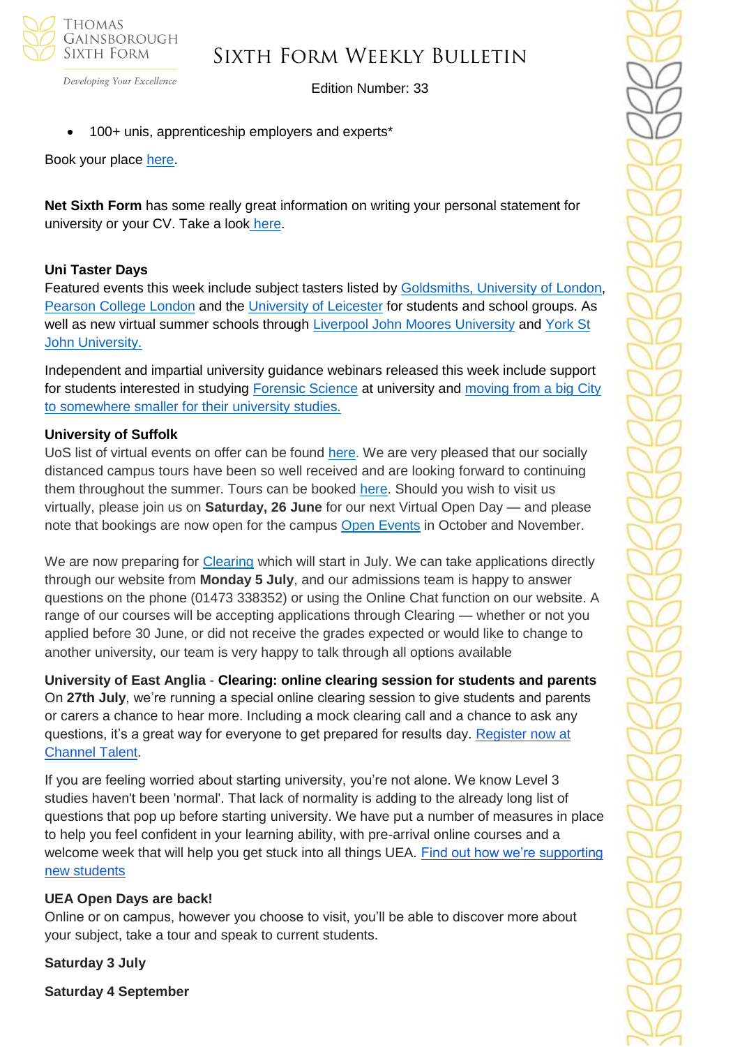- 100+ unis, apprenticeship employers and experts*

Book your place here.

**Net Sixth Form** has some really great information on writing your personal statement for university or your CV. Take a look here.

**Uni Taster Days**

Featured events this week include subject tasters listed by Goldsmiths, University of London, Pearson College London and the University of Leicester for students and school groups. As well as new virtual summer schools through Liverpool John Moores University and York St John University.

Independent and impartial university guidance webinars released this week include support for students interested in studying Forensic Science at university and moving from a big City to somewhere smaller for their university studies.

**University of Suffolk**

UoS list of virtual events on offer can be found here. We are very pleased that our socially distanced campus tours have been so well received and are looking forward to continuing them throughout the summer. Tours can be booked here. Should you wish to visit us virtually, please join us on **Saturday, 26 June** for our next Virtual Open Day — and please note that bookings are now open for the campus Open Events in October and November.

We are now preparing for Clearing which will start in July. We can take applications directly through our website from **Monday 5 July**, and our admissions team is happy to answer questions on the phone (01473 338352) or using the Online Chat function on our website. A range of our courses will be accepting applications through Clearing — whether or not you applied before 30 June, or did not receive the grades expected or would like to change to another university, our team is very happy to talk through all options available

**University of East Anglia** - **Clearing: online clearing session for students and parents**

On **27th July**, we're running a special online clearing session to give students and parents or carers a chance to hear more. Including a mock clearing call and a chance to ask any questions, it's a great way for everyone to get prepared for results day. Register now at Channel Talent.

If you are feeling worried about starting university, you're not alone. We know Level 3 studies haven't been 'normal'. That lack of normality is adding to the already long list of questions that pop up before starting university. We have put a number of measures in place to help you feel confident in your learning ability, with pre-arrival online courses and a welcome week that will help you get stuck into all things UEA. Find out how we're supporting new students

**UEA Open Days are back!**

Online or on campus, however you choose to visit, you'll be able to discover more about your subject, take a tour and speak to current students.

**Saturday 3 July**

**Saturday 4 September**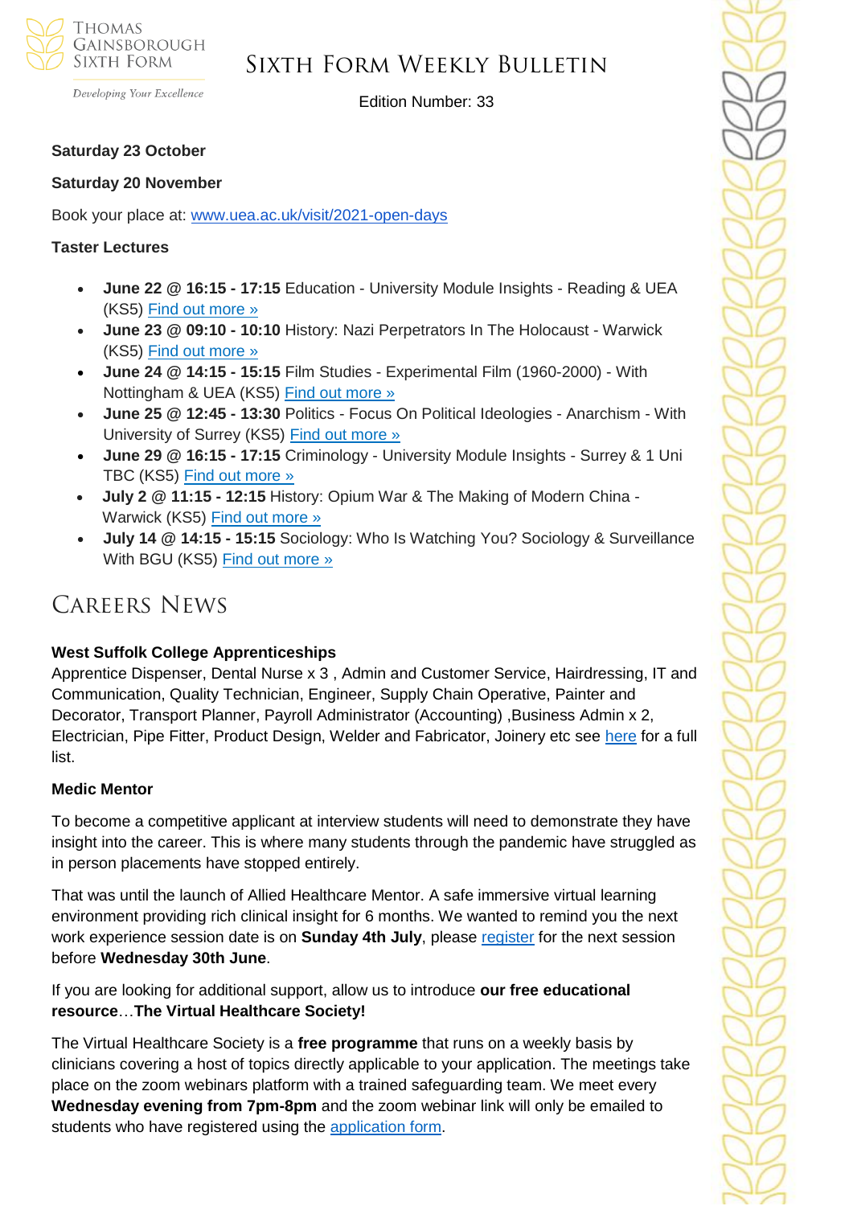**Saturday 23 October**

**Saturday 20 November**

Book your place at: [www.uea.ac.uk/visit/2021-open-days](www.uea.ac.uk/visit/2021-open-days)

**Taster Lectures**

- **June 22 @ 16:15 - 17:15** Education - University Module Insights - Reading & UEA (KS5) Find out more »
- **June 23 @ 09:10 - 10:10** History: Nazi Perpetrators In The Holocaust - Warwick (KS5) Find out more »
- **June 24 @ 14:15 - 15:15** Film Studies - Experimental Film (1960-2000) - With Nottingham & UEA (KS5) Find out more »
- **June 25 @ 12:45 - 13:30** Politics - Focus On Political Ideologies - Anarchism - With University of Surrey (KS5) Find out more »
- **June 29 @ 16:15 - 17:15** Criminology - University Module Insights - Surrey & 1 Uni TBC (KS5) Find out more »
- **July 2 @ 11:15 - 12:15** History: Opium War & The Making of Modern China - Warwick (KS5) Find out more »
- **July 14 @ 14:15 - 15:15** Sociology: Who Is Watching You? Sociology & Surveillance With BGU (KS5) Find out more »

# Careers News

**West Suffolk College Apprenticeships**

Apprentice Dispenser, Dental Nurse x 3 , Admin and Customer Service, Hairdressing, IT and Communication, Quality Technician, Engineer, Supply Chain Operative, Painter and Decorator, Transport Planner, Payroll Administrator (Accounting) ,Business Admin x 2, Electrician, Pipe Fitter, Product Design, Welder and Fabricator, Joinery etc see here for a full list.

**Medic Mentor**

To become a competitive applicant at interview students will need to demonstrate they have insight into the career. This is where many students through the pandemic have struggled as in person placements have stopped entirely.

That was until the launch of Allied Healthcare Mentor. A safe immersive virtual learning environment providing rich clinical insight for 6 months. We wanted to remind you the next work experience session date is on **Sunday 4th July**, please register for the next session before **Wednesday 30th June**.

If you are looking for additional support, allow us to introduce **our free educational resource**…**The Virtual Healthcare Society!**

The Virtual Healthcare Society is a **free programme** that runs on a weekly basis by clinicians covering a host of topics directly applicable to your application. The meetings take place on the zoom webinars platform with a trained safeguarding team. We meet every **Wednesday evening from 7pm-8pm** and the zoom webinar link will only be emailed to students who have registered using the application form.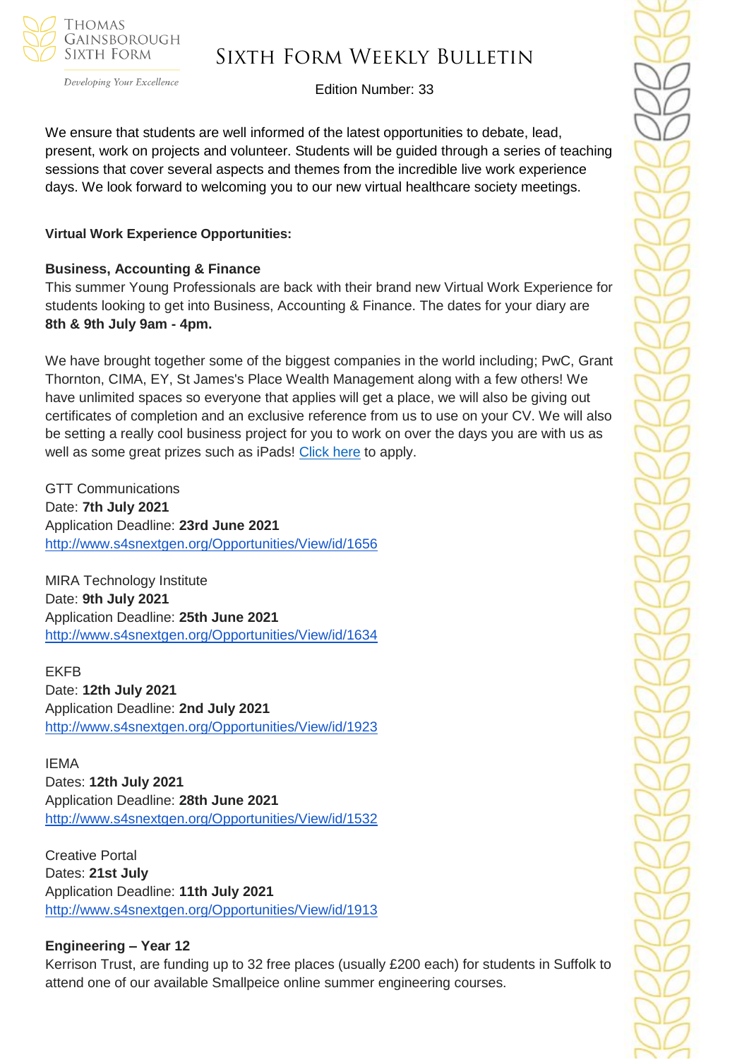We ensure that students are well informed of the latest opportunities to debate, lead, present, work on projects and volunteer. Students will be guided through a series of teaching sessions that cover several aspects and themes from the incredible live work experience days. We look forward to welcoming you to our new virtual healthcare society meetings.

**Virtual Work Experience Opportunities:**

**Business, Accounting & Finance**

This summer Young Professionals are back with their brand new Virtual Work Experience for students looking to get into Business, Accounting & Finance. The dates for your diary are **8th & 9th July 9am - 4pm.**

We have brought together some of the biggest companies in the world including; PwC, Grant Thornton, CIMA, EY, St James's Place Wealth Management along with a few others! We have unlimited spaces so everyone that applies will get a place, we will also be giving out certificates of completion and an exclusive reference from us to use on your CV. We will also be setting a really cool business project for you to work on over the days you are with us as well as some great prizes such as iPads! Click here to apply.

GTT Communications
Date: **7th July 2021**
Application Deadline: **23rd June 2021**
http://www.s4snextgen.org/Opportunities/View/id/1656

MIRA Technology Institute
Date: **9th July 2021**
Application Deadline: **25th June 2021**
http://www.s4snextgen.org/Opportunities/View/id/1634

EKFB
Date: **12th July 2021**
Application Deadline: **2nd July 2021**
http://www.s4snextgen.org/Opportunities/View/id/1923

IEMA
Dates: **12th July 2021**
Application Deadline: **28th June 2021**
http://www.s4snextgen.org/Opportunities/View/id/1532

Creative Portal
Dates: **21st July**
Application Deadline: **11th July 2021**
http://www.s4snextgen.org/Opportunities/View/id/1913

**Engineering – Year 12**

Kerrison Trust, are funding up to 32 free places (usually £200 each) for students in Suffolk to attend one of our available Smallpeice online summer engineering courses.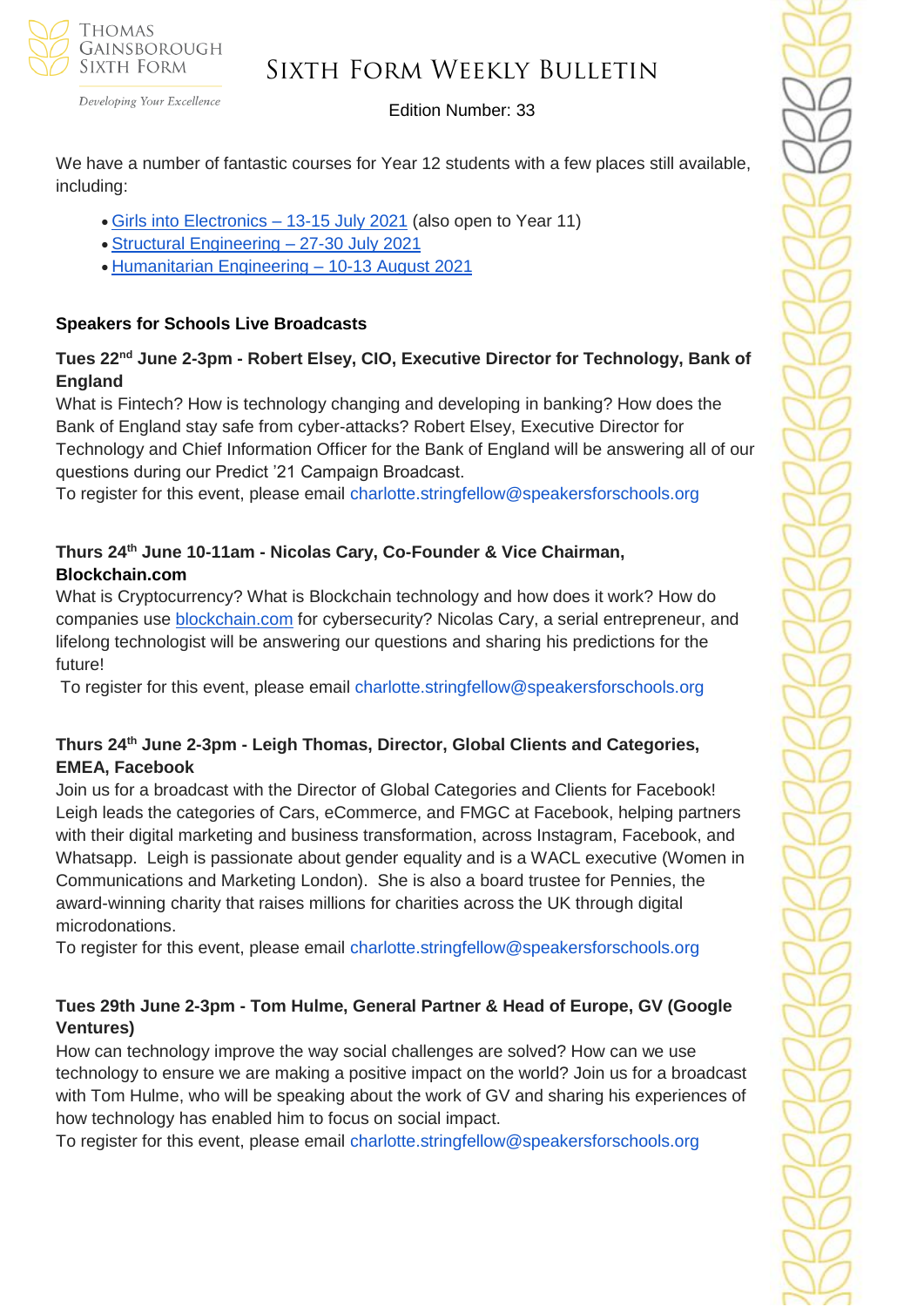We have a number of fantastic courses for Year 12 students with a few places still available, including:

- [Girls into Electronics – 13-15 July 2021](#) (also open to Year 11)
- [Structural Engineering – 27-30 July 2021](#)
- [Humanitarian Engineering – 10-13 August 2021](#)

**Speakers for Schools Live Broadcasts**

**Tues 22nd June 2-3pm - Robert Elsey, CIO, Executive Director for Technology, Bank of England**

What is Fintech? How is technology changing and developing in banking? How does the Bank of England stay safe from cyber-attacks? Robert Elsey, Executive Director for Technology and Chief Information Officer for the Bank of England will be answering all of our questions during our Predict '21 Campaign Broadcast.
To register for this event, please email charlotte.stringfellow@speakersforschools.org

**Thurs 24th June 10-11am - Nicolas Cary, Co-Founder & Vice Chairman, Blockchain.com**

What is Cryptocurrency? What is Blockchain technology and how does it work? How do companies use [blockchain.com](#) for cybersecurity? Nicolas Cary, a serial entrepreneur, and lifelong technologist will be answering our questions and sharing his predictions for the future!
To register for this event, please email charlotte.stringfellow@speakersforschools.org

**Thurs 24th June 2-3pm - Leigh Thomas, Director, Global Clients and Categories, EMEA, Facebook**

Join us for a broadcast with the Director of Global Categories and Clients for Facebook! Leigh leads the categories of Cars, eCommerce, and FMGC at Facebook, helping partners with their digital marketing and business transformation, across Instagram, Facebook, and Whatsapp. Leigh is passionate about gender equality and is a WACL executive (Women in Communications and Marketing London). She is also a board trustee for Pennies, the award-winning charity that raises millions for charities across the UK through digital microdonations.
To register for this event, please email charlotte.stringfellow@speakersforschools.org

**Tues 29th June 2-3pm - Tom Hulme, General Partner & Head of Europe, GV (Google Ventures)**

How can technology improve the way social challenges are solved? How can we use technology to ensure we are making a positive impact on the world? Join us for a broadcast with Tom Hulme, who will be speaking about the work of GV and sharing his experiences of how technology has enabled him to focus on social impact.
To register for this event, please email charlotte.stringfellow@speakersforschools.org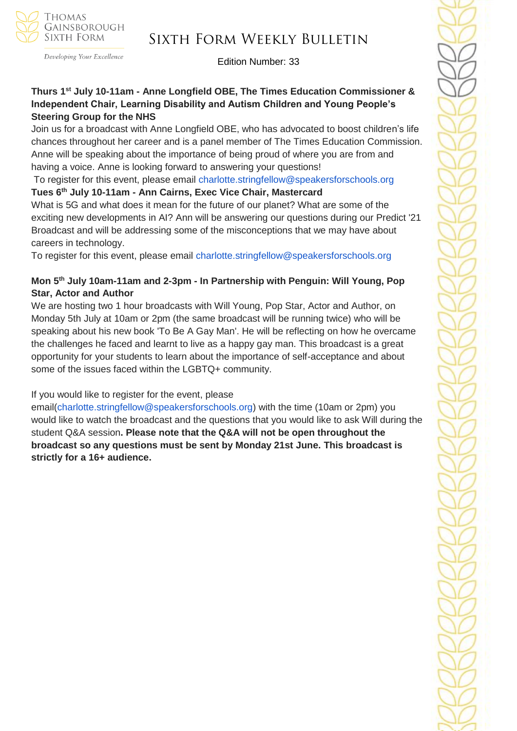**Thurs 1st July 10-11am - Anne Longfield OBE, The Times Education Commissioner & Independent Chair, Learning Disability and Autism Children and Young People's Steering Group for the NHS**

Join us for a broadcast with Anne Longfield OBE, who has advocated to boost children's life chances throughout her career and is a panel member of The Times Education Commission. Anne will be speaking about the importance of being proud of where you are from and having a voice. Anne is looking forward to answering your questions!

To register for this event, please email charlotte.stringfellow@speakersforschools.org

**Tues 6th July 10-11am - Ann Cairns, Exec Vice Chair, Mastercard**

What is 5G and what does it mean for the future of our planet? What are some of the exciting new developments in AI? Ann will be answering our questions during our Predict '21 Broadcast and will be addressing some of the misconceptions that we may have about careers in technology.

To register for this event, please email charlotte.stringfellow@speakersforschools.org

**Mon 5th July 10am-11am and 2-3pm - In Partnership with Penguin: Will Young, Pop Star, Actor and Author**

We are hosting two 1 hour broadcasts with Will Young, Pop Star, Actor and Author, on Monday 5th July at 10am or 2pm (the same broadcast will be running twice) who will be speaking about his new book 'To Be A Gay Man'. He will be reflecting on how he overcame the challenges he faced and learnt to live as a happy gay man. This broadcast is a great opportunity for your students to learn about the importance of self-acceptance and about some of the issues faced within the LGBTQ+ community.

If you would like to register for the event, please email(charlotte.stringfellow@speakersforschools.org) with the time (10am or 2pm) you would like to watch the broadcast and the questions that you would like to ask Will during the student Q&A session**. Please note that the Q&A will not be open throughout the broadcast so any questions must be sent by Monday 21st June. This broadcast is strictly for a 16+ audience.**